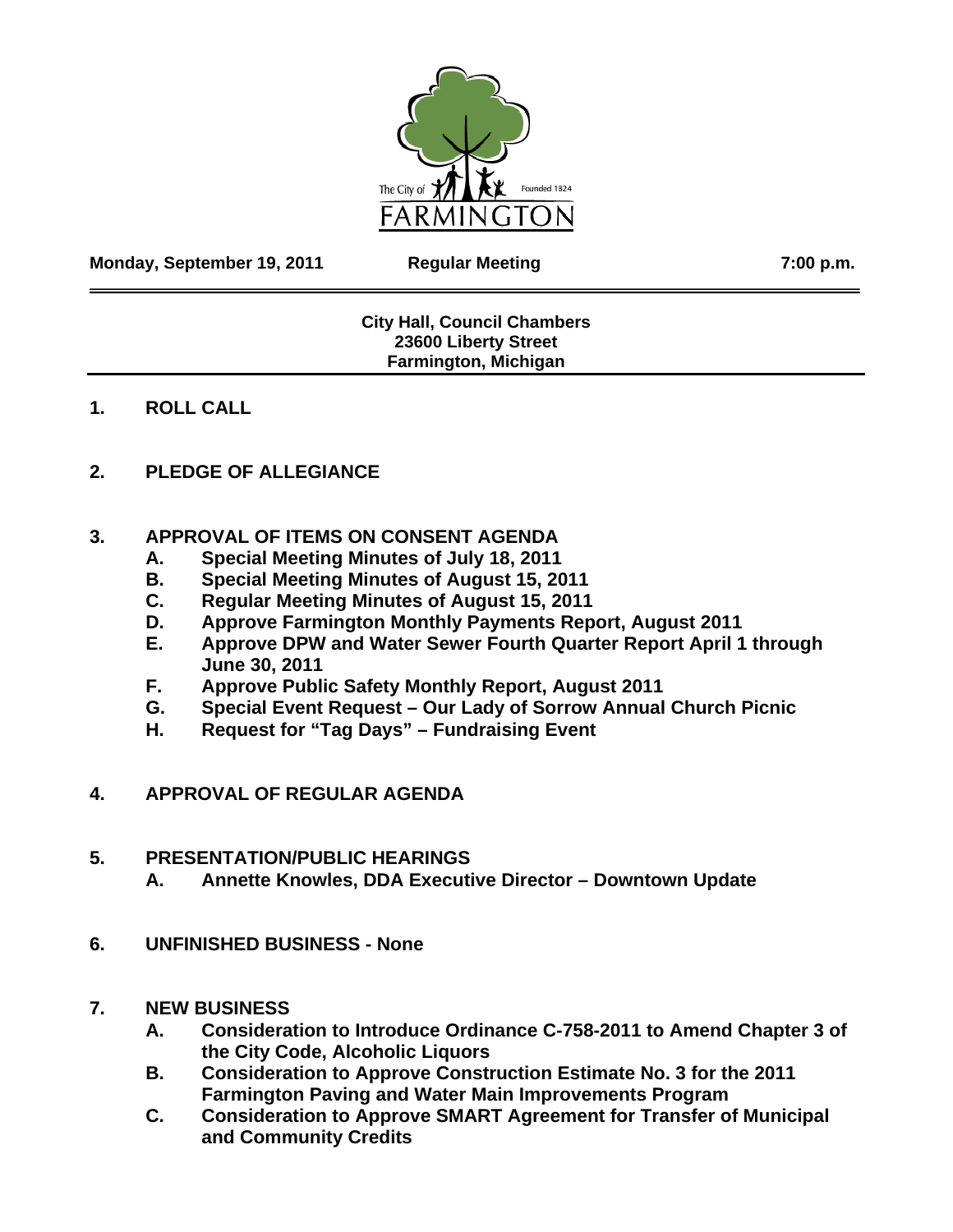The City of FARMINGTON Founded 1824

**Monday, September 19, 2011** **Regular Meeting** **7:00 p.m.**

**City Hall, Council Chambers**
**23600 Liberty Street**
**Farmington, Michigan**

## 1. ROLL CALL

## 2. PLEDGE OF ALLEGIANCE

## 3. APPROVAL OF ITEMS ON CONSENT AGENDA

- **A. Special Meeting Minutes of July 18, 2011**
- **B. Special Meeting Minutes of August 15, 2011**
- **C. Regular Meeting Minutes of August 15, 2011**
- **D. Approve Farmington Monthly Payments Report, August 2011**
- **E. Approve DPW and Water Sewer Fourth Quarter Report April 1 through June 30, 2011**
- **F. Approve Public Safety Monthly Report, August 2011**
- **G. Special Event Request – Our Lady of Sorrow Annual Church Picnic**
- **H. Request for "Tag Days" – Fundraising Event**

## 4. APPROVAL OF REGULAR AGENDA

## 5. PRESENTATION/PUBLIC HEARINGS

- **A. Annette Knowles, DDA Executive Director – Downtown Update**

## 6. UNFINISHED BUSINESS - None

## 7. NEW BUSINESS

- **A. Consideration to Introduce Ordinance C-758-2011 to Amend Chapter 3 of the City Code, Alcoholic Liquors**
- **B. Consideration to Approve Construction Estimate No. 3 for the 2011 Farmington Paving and Water Main Improvements Program**
- **C. Consideration to Approve SMART Agreement for Transfer of Municipal and Community Credits**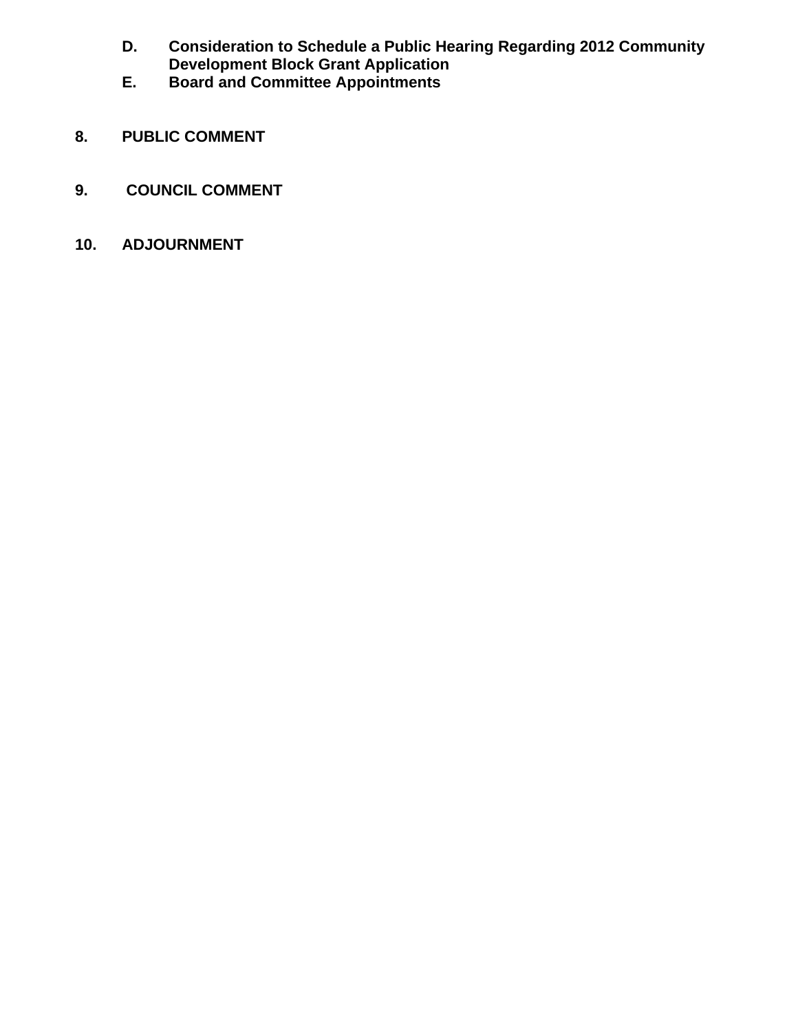D. **Consideration to Schedule a Public Hearing Regarding 2012 Community Development Block Grant Application**

E. **Board and Committee Appointments**

**8. PUBLIC COMMENT**

**9. COUNCIL COMMENT**

**10. ADJOURNMENT**